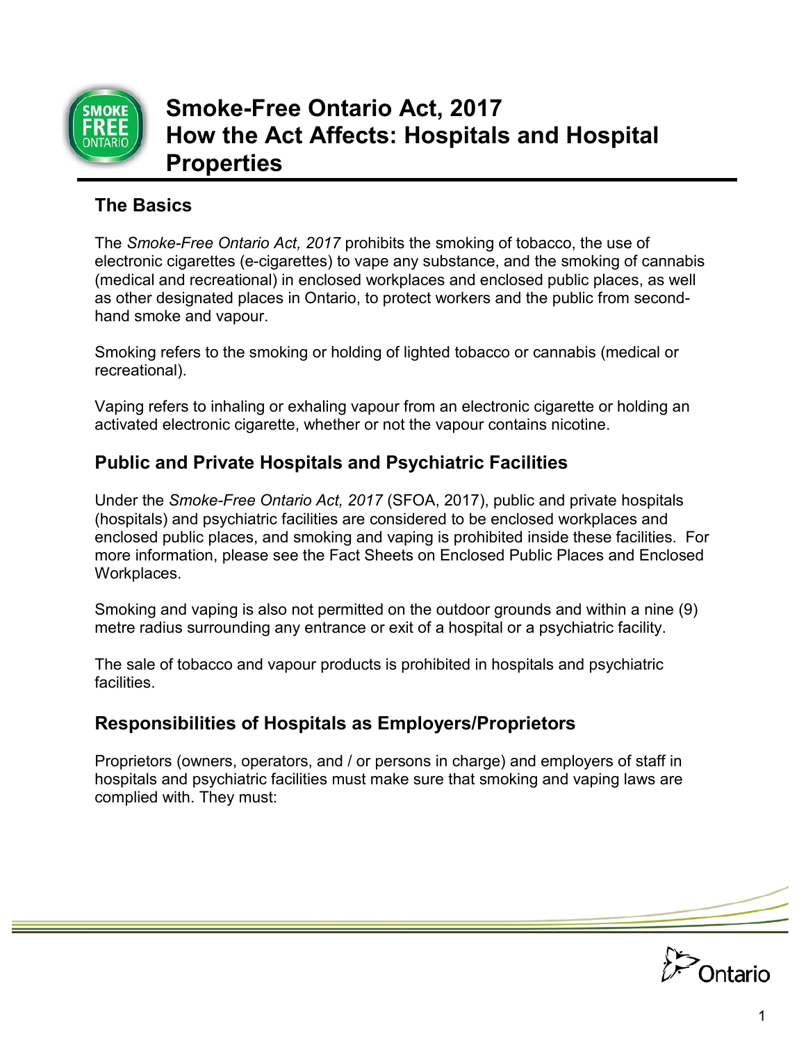# Smoke-Free Ontario Act, 2017
# How the Act Affects: Hospitals and Hospital Properties

## The Basics

The *Smoke-Free Ontario Act, 2017* prohibits the smoking of tobacco, the use of electronic cigarettes (e-cigarettes) to vape any substance, and the smoking of cannabis (medical and recreational) in enclosed workplaces and enclosed public places, as well as other designated places in Ontario, to protect workers and the public from second-hand smoke and vapour.

Smoking refers to the smoking or holding of lighted tobacco or cannabis (medical or recreational).

Vaping refers to inhaling or exhaling vapour from an electronic cigarette or holding an activated electronic cigarette, whether or not the vapour contains nicotine.

## Public and Private Hospitals and Psychiatric Facilities

Under the *Smoke-Free Ontario Act, 2017* (SFOA, 2017), public and private hospitals (hospitals) and psychiatric facilities are considered to be enclosed workplaces and enclosed public places, and smoking and vaping is prohibited inside these facilities. For more information, please see the Fact Sheets on Enclosed Public Places and Enclosed Workplaces.

Smoking and vaping is also not permitted on the outdoor grounds and within a nine (9) metre radius surrounding any entrance or exit of a hospital or a psychiatric facility.

The sale of tobacco and vapour products is prohibited in hospitals and psychiatric facilities.

## Responsibilities of Hospitals as Employers/Proprietors

Proprietors (owners, operators, and / or persons in charge) and employers of staff in hospitals and psychiatric facilities must make sure that smoking and vaping laws are complied with. They must: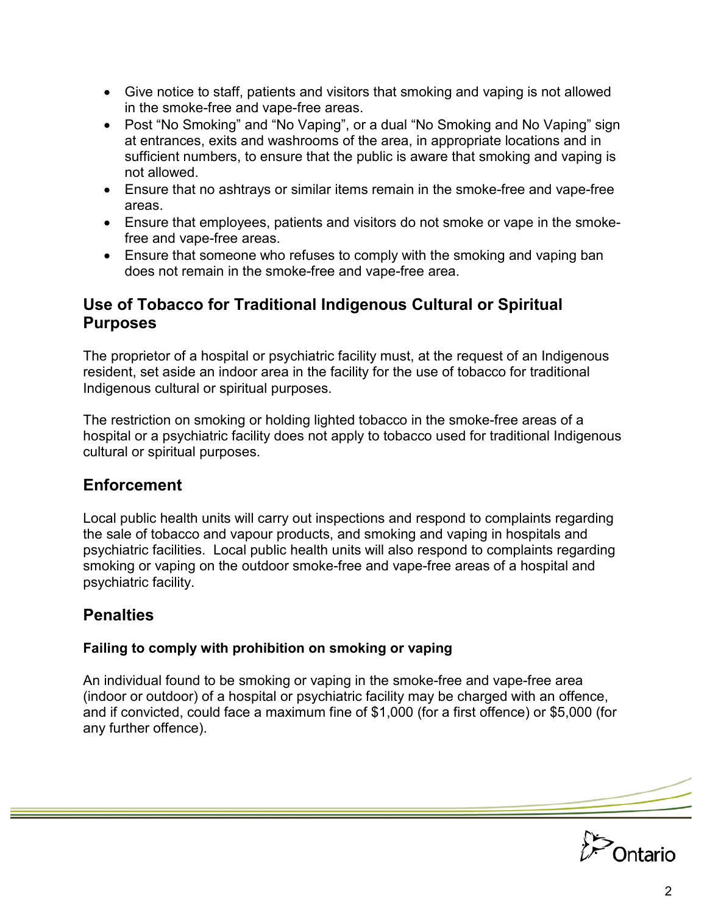- Give notice to staff, patients and visitors that smoking and vaping is not allowed in the smoke-free and vape-free areas.
- Post "No Smoking" and "No Vaping", or a dual "No Smoking and No Vaping" sign at entrances, exits and washrooms of the area, in appropriate locations and in sufficient numbers, to ensure that the public is aware that smoking and vaping is not allowed.
- Ensure that no ashtrays or similar items remain in the smoke-free and vape-free areas.
- Ensure that employees, patients and visitors do not smoke or vape in the smoke-free and vape-free areas.
- Ensure that someone who refuses to comply with the smoking and vaping ban does not remain in the smoke-free and vape-free area.

## Use of Tobacco for Traditional Indigenous Cultural or Spiritual Purposes

The proprietor of a hospital or psychiatric facility must, at the request of an Indigenous resident, set aside an indoor area in the facility for the use of tobacco for traditional Indigenous cultural or spiritual purposes.

The restriction on smoking or holding lighted tobacco in the smoke-free areas of a hospital or a psychiatric facility does not apply to tobacco used for traditional Indigenous cultural or spiritual purposes.

## Enforcement

Local public health units will carry out inspections and respond to complaints regarding the sale of tobacco and vapour products, and smoking and vaping in hospitals and psychiatric facilities. Local public health units will also respond to complaints regarding smoking or vaping on the outdoor smoke-free and vape-free areas of a hospital and psychiatric facility.

## Penalties

### Failing to comply with prohibition on smoking or vaping

An individual found to be smoking or vaping in the smoke-free and vape-free area (indoor or outdoor) of a hospital or psychiatric facility may be charged with an offence, and if convicted, could face a maximum fine of $1,000 (for a first offence) or $5,000 (for any further offence).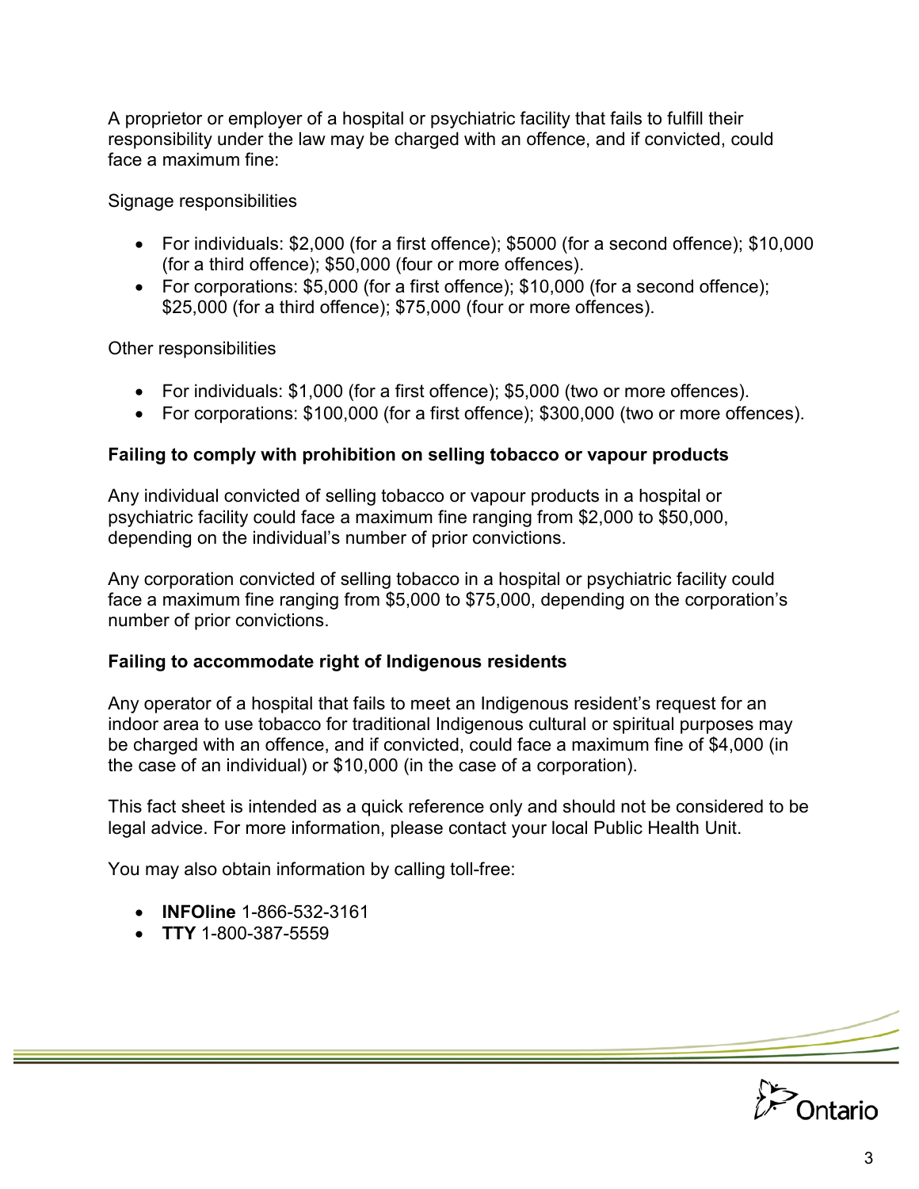A proprietor or employer of a hospital or psychiatric facility that fails to fulfill their responsibility under the law may be charged with an offence, and if convicted, could face a maximum fine:

Signage responsibilities

- For individuals: $2,000 (for a first offence); $5000 (for a second offence); $10,000 (for a third offence); $50,000 (four or more offences).
- For corporations: $5,000 (for a first offence); $10,000 (for a second offence); $25,000 (for a third offence); $75,000 (four or more offences).

Other responsibilities

- For individuals: $1,000 (for a first offence); $5,000 (two or more offences).
- For corporations: $100,000 (for a first offence); $300,000 (two or more offences).

**Failing to comply with prohibition on selling tobacco or vapour products**

Any individual convicted of selling tobacco or vapour products in a hospital or psychiatric facility could face a maximum fine ranging from $2,000 to $50,000, depending on the individual's number of prior convictions.

Any corporation convicted of selling tobacco in a hospital or psychiatric facility could face a maximum fine ranging from $5,000 to $75,000, depending on the corporation's number of prior convictions.

**Failing to accommodate right of Indigenous residents**

Any operator of a hospital that fails to meet an Indigenous resident's request for an indoor area to use tobacco for traditional Indigenous cultural or spiritual purposes may be charged with an offence, and if convicted, could face a maximum fine of $4,000 (in the case of an individual) or $10,000 (in the case of a corporation).

This fact sheet is intended as a quick reference only and should not be considered to be legal advice. For more information, please contact your local Public Health Unit.

You may also obtain information by calling toll-free:

- **INFOline** 1-866-532-3161
- **TTY** 1-800-387-5559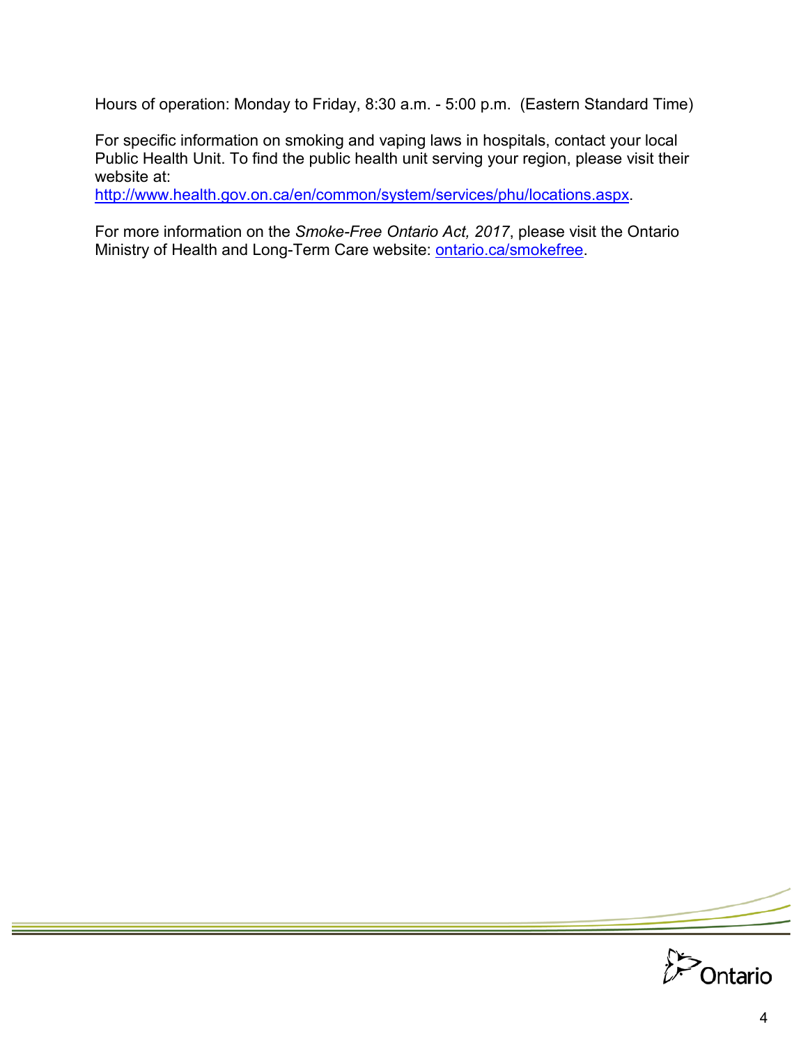Hours of operation: Monday to Friday, 8:30 a.m. - 5:00 p.m. (Eastern Standard Time)

For specific information on smoking and vaping laws in hospitals, contact your local Public Health Unit. To find the public health unit serving your region, please visit their website at: [http://www.health.gov.on.ca/en/common/system/services/phu/locations.aspx](http://www.health.gov.on.ca/en/common/system/services/phu/locations.aspx).

For more information on the *Smoke-Free Ontario Act, 2017*, please visit the Ontario Ministry of Health and Long-Term Care website: [ontario.ca/smokefree](ontario.ca/smokefree).